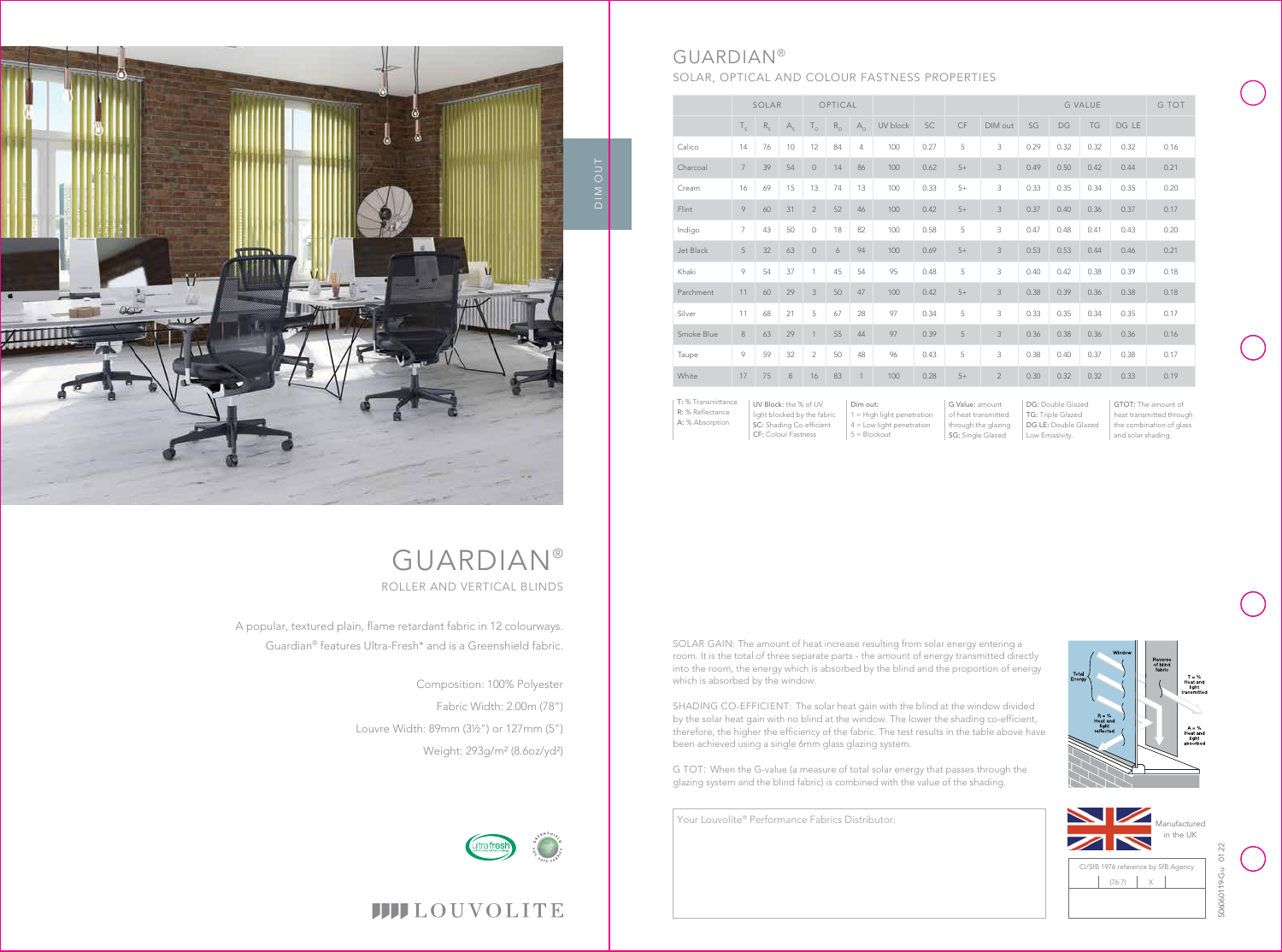# GUARDIAN®

## ROLLER AND VERTICAL BLINDS

A popular, textured plain, flame retardant fabric in 12 colourways.
Guardian® features Ultra-Fresh* and is a Greenshield fabric.

Composition: 100% Polyester

Fabric Width: 2.00m (78")

Louvre Width: 89mm (3½") or 127mm (5")

Weight: 293g/m² (8.6oz/yd²)

LOUVOLITE

DIM OUT

# GUARDIAN®

## SOLAR, OPTICAL AND COLOUR FASTNESS PROPERTIES

| | SOLAR | | | OPTICAL | | | | | | | G VALUE | | | | G TOT |
|---|---|---|---|---|---|---|---|---|---|---|---|---|---|---|---|
| | $T_S$ | $R_S$ | $A_S$ | $T_O$ | $R_O$ | $A_O$ | UV block | SC | CF | DIM out | SG | DG | TG | DG LE | |
| Calico | 14 | 76 | 10 | 12 | 84 | 4 | 100 | 0.27 | 5 | 3 | 0.29 | 0.32 | 0.32 | 0.32 | 0.16 |
| Charcoal | 7 | 39 | 54 | 0 | 14 | 86 | 100 | 0.62 | 5+ | 3 | 0.49 | 0.50 | 0.42 | 0.44 | 0.21 |
| Cream | 16 | 69 | 15 | 13 | 74 | 13 | 100 | 0.33 | 5+ | 3 | 0.33 | 0.35 | 0.34 | 0.35 | 0.20 |
| Flint | 9 | 60 | 31 | 2 | 52 | 46 | 100 | 0.42 | 5+ | 3 | 0.37 | 0.40 | 0.36 | 0.37 | 0.17 |
| Indigo | 7 | 43 | 50 | 0 | 18 | 82 | 100 | 0.58 | 5 | 3 | 0.47 | 0.48 | 0.41 | 0.43 | 0.20 |
| Jet Black | 5 | 32 | 63 | 0 | 6 | 94 | 100 | 0.69 | 5+ | 3 | 0.53 | 0.53 | 0.44 | 0.46 | 0.21 |
| Khaki | 9 | 54 | 37 | 1 | 45 | 54 | 95 | 0.48 | 5 | 3 | 0.40 | 0.42 | 0.38 | 0.39 | 0.18 |
| Parchment | 11 | 60 | 29 | 3 | 50 | 47 | 100 | 0.42 | 5+ | 3 | 0.38 | 0.39 | 0.36 | 0.38 | 0.18 |
| Silver | 11 | 68 | 21 | 5 | 67 | 28 | 97 | 0.34 | 5 | 3 | 0.33 | 0.35 | 0.34 | 0.35 | 0.17 |
| Smoke Blue | 8 | 63 | 29 | 1 | 55 | 44 | 97 | 0.39 | 5 | 3 | 0.36 | 0.38 | 0.36 | 0.36 | 0.16 |
| Taupe | 9 | 59 | 32 | 2 | 50 | 48 | 96 | 0.43 | 5 | 3 | 0.38 | 0.40 | 0.37 | 0.38 | 0.17 |
| White | 17 | 75 | 8 | 16 | 83 | 1 | 100 | 0.28 | 5+ | 2 | 0.30 | 0.32 | 0.32 | 0.33 | 0.19 |

**T:** % Transmittance
**R:** % Reflectance
**A:** % Absorption

**UV Block:** the % of UV light blocked by the fabric
**SC:** Shading Co-efficient
**CF:** Colour Fastness

**Dim out:**
1 = High light penetration
4 = Low light penetration
5 = Blockout

**G Value:** amount of heat transmitted through the glazing
**SG:** Single Glazed

**DG:** Double Glazed
**TG:** Triple Glazed
**DG LE:** Double Glazed Low Emissivity.

**GTOT:** The amount of heat transmitted through the combination of glass and solar shading.

SOLAR GAIN: The amount of heat increase resulting from solar energy entering a room. It is the total of three separate parts - the amount of energy transmitted directly into the room, the energy which is absorbed by the blind and the proportion of energy which is absorbed by the window.

SHADING CO-EFFICIENT: The solar heat gain with the blind at the window divided by the solar heat gain with no blind at the window. The lower the shading co-efficient, therefore, the higher the efficiency of the fabric. The test results in the table above have been achieved using a single 6mm glass glazing system.

G TOT: When the G-value (a measure of total solar energy that passes through the glazing system and the blind fabric) is combined with the value of the shading.

Window | Reverse of blind fabric | Total Energy | T = % Heat and light transmitted | R = % Heat and light reflected | A = % Heat and light absorbed

Your Louvolite® Performance Fabrics Distributor:

Manufactured in the UK

| CI/SfB 1976 reference by SfB Agency | | |
|---|---|---|
| | (76.7) | X |

S0606119-Gu 01.22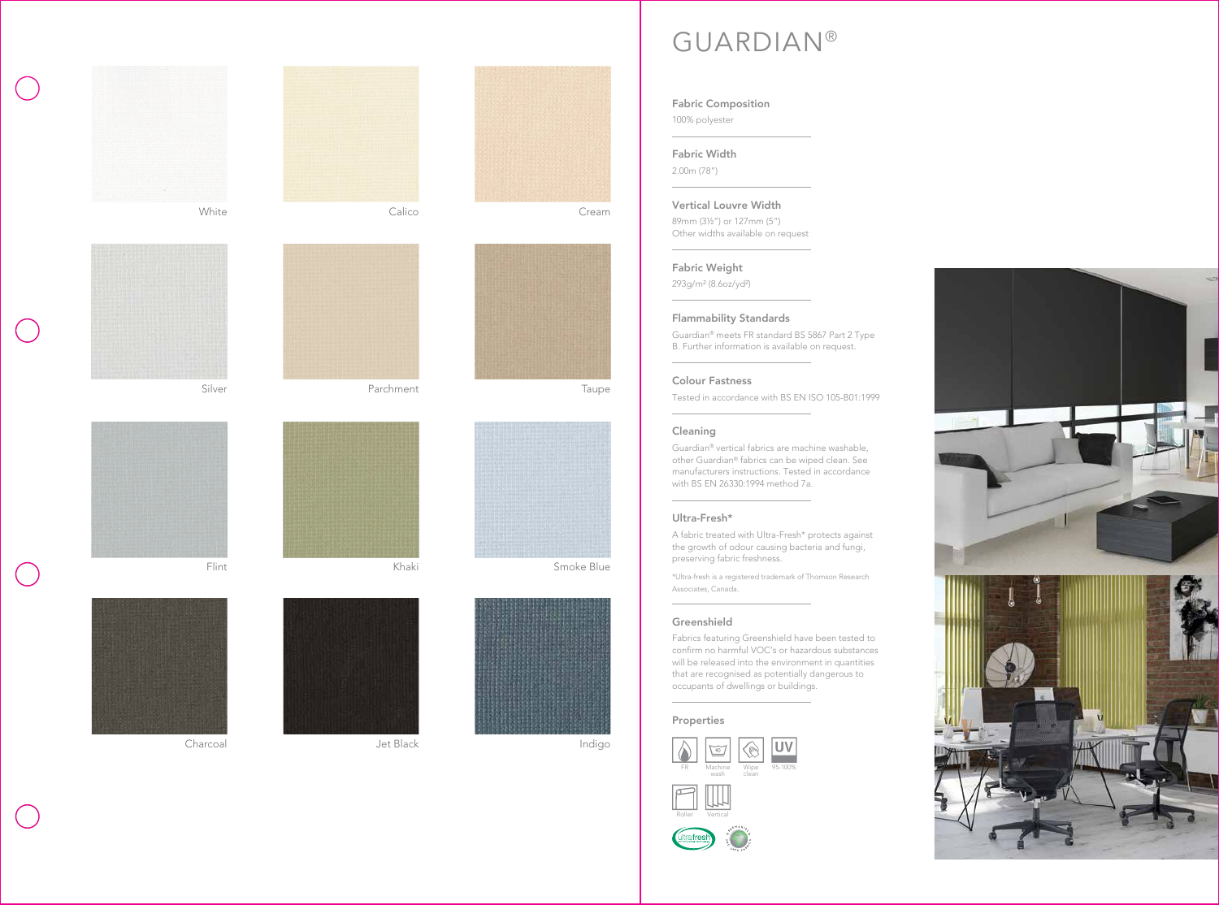White

Calico

Cream

Silver

Parchment

Taupe

Flint

Khaki

Smoke Blue

Charcoal

Jet Black

Indigo

# GUARDIAN®

**Fabric Composition**

100% polyester

**Fabric Width**

2.00m (78")

**Vertical Louvre Width**

89mm (3½") or 127mm (5")
Other widths available on request

**Fabric Weight**

293g/m² (8.6oz/yd²)

**Flammability Standards**

Guardian® meets FR standard BS 5867 Part 2 Type B. Further information is available on request.

**Colour Fastness**

Tested in accordance with BS EN ISO 105-B01:1999

**Cleaning**

Guardian® vertical fabrics are machine washable, other Guardian® fabrics can be wiped clean. See manufacturers instructions. Tested in accordance with BS EN 26330:1994 method 7a.

**Ultra-Fresh***

A fabric treated with Ultra-Fresh* protects against the growth of odour causing bacteria and fungi, preserving fabric freshness.

*Ultra-fresh is a registered trademark of Thomson Research Associates, Canada.

**Greenshield**

Fabrics featuring Greenshield have been tested to confirm no harmful VOC's or hazardous substances will be released into the environment in quantities that are recognised as potentially dangerous to occupants of dwellings or buildings.

**Properties**

FR
Machine wash
Wipe clean
UV 95-100%

Roller
Vertical